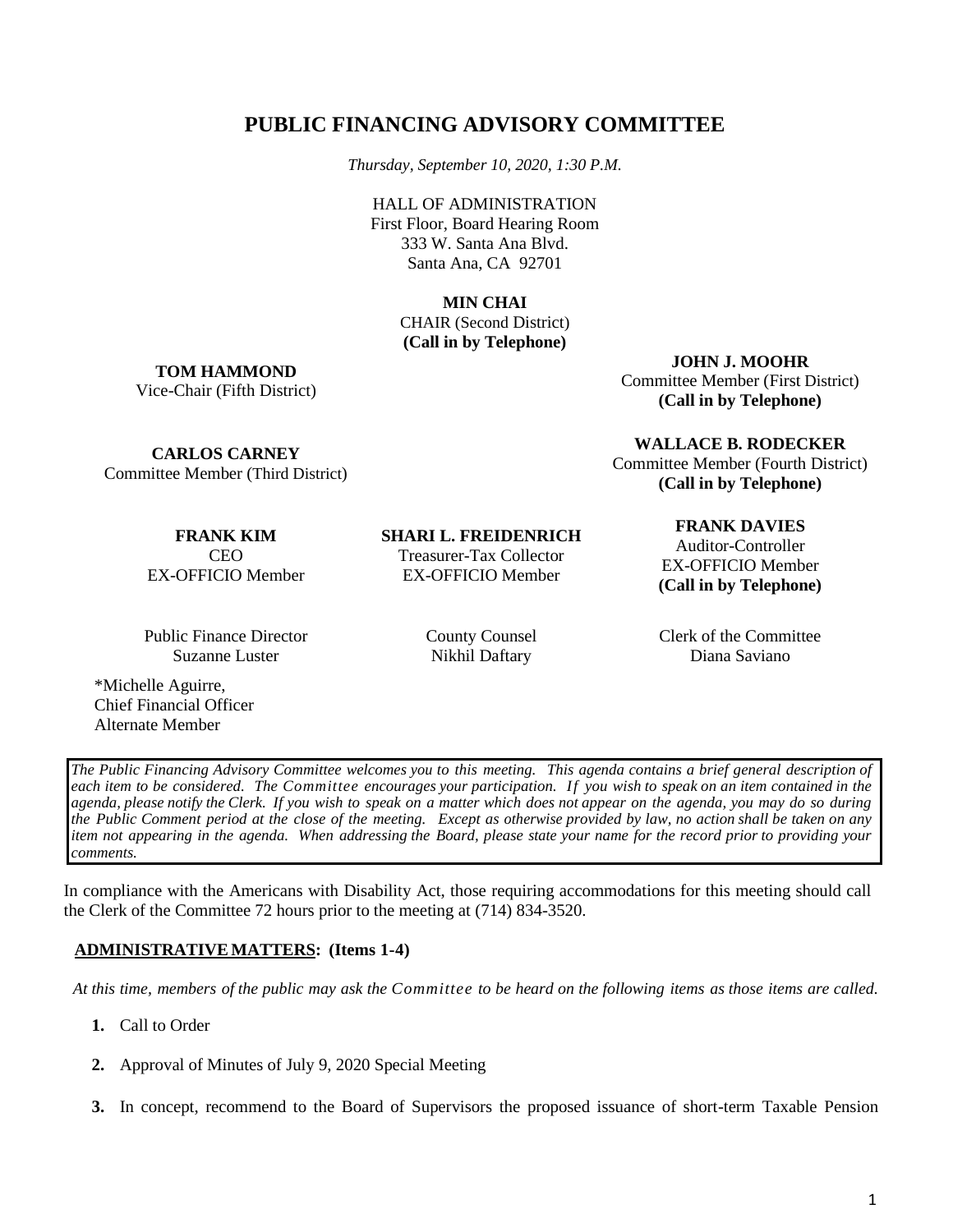# PUBLIC FINANCING ADVISORY COMMITTEE

*Thursday, September 10, 2020, 1:30 P.M.*

HALL OF ADMINISTRATION
First Floor, Board Hearing Room
333 W. Santa Ana Blvd.
Santa Ana, CA 92701

**MIN CHAI**
CHAIR (Second District)
**(Call in by Telephone)**

**TOM HAMMOND**
Vice-Chair (Fifth District)

**JOHN J. MOOHR**
Committee Member (First District)
**(Call in by Telephone)**

**CARLOS CARNEY**
Committee Member (Third District)

**WALLACE B. RODECKER**
Committee Member (Fourth District)
**(Call in by Telephone)**

**FRANK KIM**
CEO
EX-OFFICIO Member

**SHARI L. FREIDENRICH**
Treasurer-Tax Collector
EX-OFFICIO Member

**FRANK DAVIES**
Auditor-Controller
EX-OFFICIO Member
**(Call in by Telephone)**

Public Finance Director
Suzanne Luster

County Counsel
Nikhil Daftary

Clerk of the Committee
Diana Saviano

*Michelle Aguirre,
Chief Financial Officer
Alternate Member

*The Public Financing Advisory Committee welcomes you to this meeting. This agenda contains a brief general description of each item to be considered. The Committee encourages your participation. If you wish to speak on an item contained in the agenda, please notify the Clerk. If you wish to speak on a matter which does not appear on the agenda, you may do so during the Public Comment period at the close of the meeting. Except as otherwise provided by law, no action shall be taken on any item not appearing in the agenda. When addressing the Board, please state your name for the record prior to providing your comments.*

In compliance with the Americans with Disability Act, those requiring accommodations for this meeting should call the Clerk of the Committee 72 hours prior to the meeting at (714) 834-3520.

**ADMINISTRATIVE MATTERS: (Items 1-4)**

*At this time, members of the public may ask the Committee to be heard on the following items as those items are called.*

1. Call to Order
2. Approval of Minutes of July 9, 2020 Special Meeting
3. In concept, recommend to the Board of Supervisors the proposed issuance of short-term Taxable Pension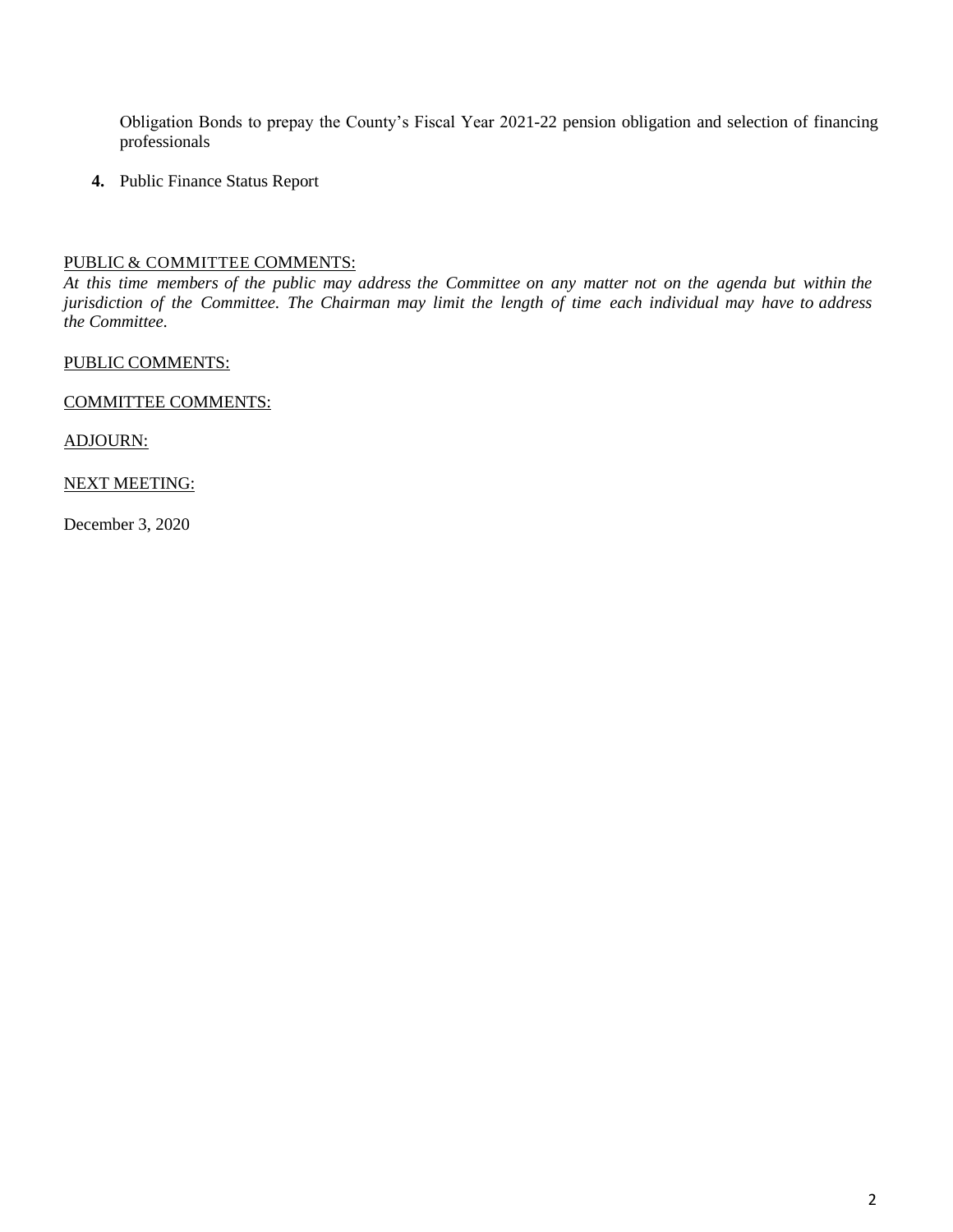Obligation Bonds to prepay the County's Fiscal Year 2021-22 pension obligation and selection of financing professionals

**4.** Public Finance Status Report

PUBLIC & COMMITTEE COMMENTS:

*At this time members of the public may address the Committee on any matter not on the agenda but within the jurisdiction of the Committee. The Chairman may limit the length of time each individual may have to address the Committee.*

PUBLIC COMMENTS:

COMMITTEE COMMENTS:

ADJOURN:

NEXT MEETING:

December 3, 2020